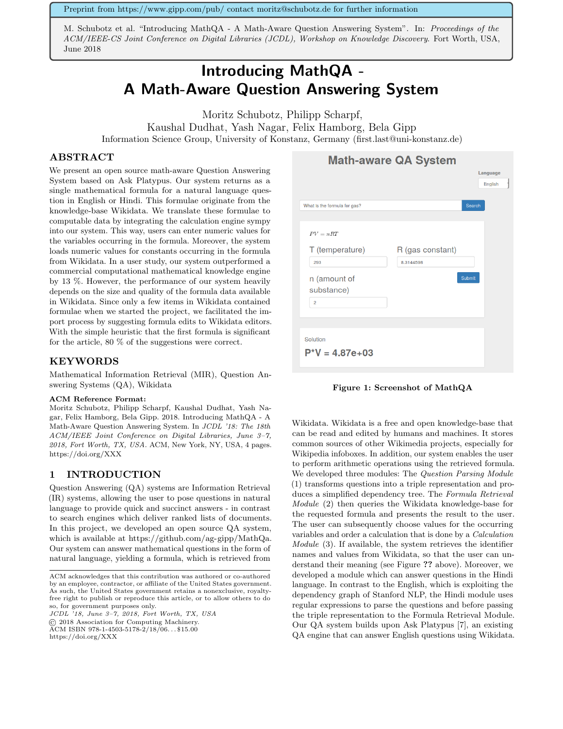Preprint from https://www.gipp.com/pub/ contact moritz@schubotz.de for further information

M. Schubotz et al. "Introducing MathQA - A Math-Aware Question Answering System". In: *Proceedings of the ACM/IEEE-CS Joint Conference on Digital Libraries (JCDL), Workshop on Knowledge Discovery.* Fort Worth, USA, June 2018

# Introducing MathQA - A Math-Aware Question Answering System

Moritz Schubotz, Philipp Scharpf, Kaushal Dudhat, Yash Nagar, Felix Hamborg, Bela Gipp
Information Science Group, University of Konstanz, Germany (first.last@uni-konstanz.de)

## ABSTRACT

We present an open source math-aware Question Answering System based on Ask Platypus. Our system returns as a single mathematical formula for a natural language question in English or Hindi. This formulae originate from the knowledge-base Wikidata. We translate these formulae to computable data by integrating the calculation engine sympy into our system. This way, users can enter numeric values for the variables occurring in the formula. Moreover, the system loads numeric values for constants occurring in the formula from Wikidata. In a user study, our system outperformed a commercial computational mathematical knowledge engine by 13 %. However, the performance of our system heavily depends on the size and quality of the formula data available in Wikidata. Since only a few items in Wikidata contained formulae when we started the project, we facilitated the import process by suggesting formula edits to Wikidata editors. With the simple heuristic that the first formula is significant for the article, 80 % of the suggestions were correct.

## KEYWORDS

Mathematical Information Retrieval (MIR), Question Answering Systems (QA), Wikidata

**ACM Reference Format:**
Moritz Schubotz, Philipp Scharpf, Kaushal Dudhat, Yash Nagar, Felix Hamborg, Bela Gipp. 2018. Introducing MathQA - A Math-Aware Question Answering System. In *JCDL '18: The 18th ACM/IEEE Joint Conference on Digital Libraries, June 3–7, 2018, Fort Worth, TX, USA.* ACM, New York, NY, USA, 4 pages. https://doi.org/XXX

Math-aware QA System

Language: English

What is the formula for gas? [Search]

$PV = nRT$

T (temperature): 293 | R (gas constant): 8.3144598 | n (amount of substance): 2 | [Submit]

Solution
P*V = 4.87e+03

**Figure 1: Screenshot of MathQA**

## 1 INTRODUCTION

Question Answering (QA) systems are Information Retrieval (IR) systems, allowing the user to pose questions in natural language to provide quick and succinct answers - in contrast to search engines which deliver ranked lists of documents. In this project, we developed an open source QA system, which is available at https://github.com/ag-gipp/MathQa. Our system can answer mathematical questions in the form of natural language, yielding a formula, which is retrieved from Wikidata. Wikidata is a free and open knowledge-base that can be read and edited by humans and machines. It stores common sources of other Wikimedia projects, especially for Wikipedia infoboxes. In addition, our system enables the user to perform arithmetic operations using the retrieved formula. We developed three modules: The *Question Parsing Module* (1) transforms questions into a triple representation and produces a simplified dependency tree. The *Formula Retrieval Module* (2) then queries the Wikidata knowledge-base for the requested formula and presents the result to the user. The user can subsequently choose values for the occurring variables and order a calculation that is done by a *Calculation Module* (3). If available, the system retrieves the identifier names and values from Wikidata, so that the user can understand their meaning (see Figure **??** above). Moreover, we developed a module which can answer questions in the Hindi language. In contrast to the English, which is exploiting the dependency graph of Stanford NLP, the Hindi module uses regular expressions to parse the questions and before passing the triple representation to the Formula Retrieval Module. Our QA system builds upon Ask Platypus [7], an existing QA engine that can answer English questions using Wikidata.

ACM acknowledges that this contribution was authored or co-authored by an employee, contractor, or affiliate of the United States government. As such, the United States government retains a nonexclusive, royalty-free right to publish or reproduce this article, or to allow others to do so, for government purposes only.
*JCDL '18, June 3–7, 2018, Fort Worth, TX, USA*
© 2018 Association for Computing Machinery.
ACM ISBN 978-1-4503-5178-2/18/06...$15.00
https://doi.org/XXX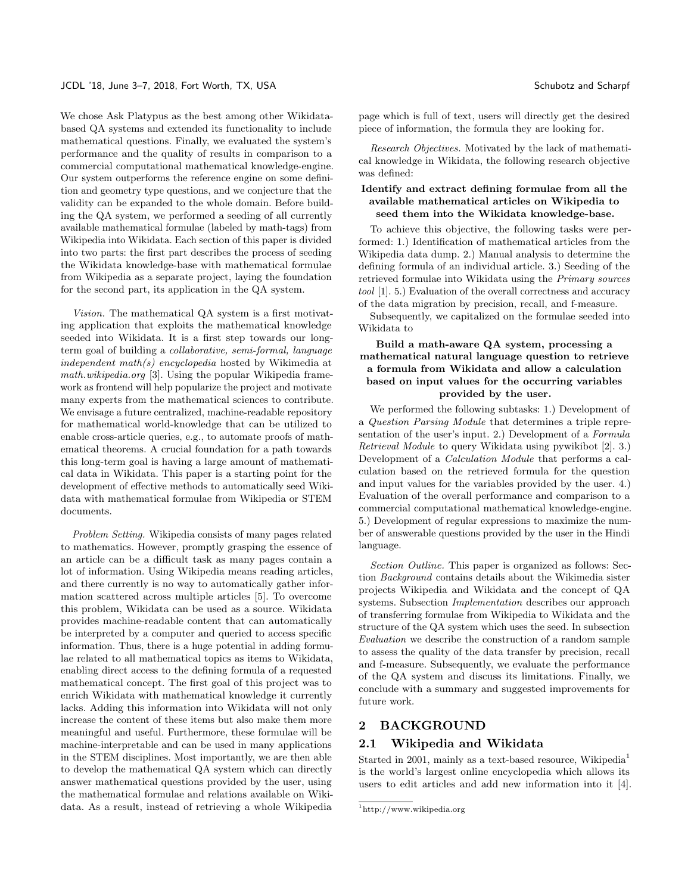We chose Ask Platypus as the best among other Wikidata-based QA systems and extended its functionality to include mathematical questions. Finally, we evaluated the system's performance and the quality of results in comparison to a commercial computational mathematical knowledge-engine. Our system outperforms the reference engine on some definition and geometry type questions, and we conjecture that the validity can be expanded to the whole domain. Before building the QA system, we performed a seeding of all currently available mathematical formulae (labeled by math-tags) from Wikipedia into Wikidata. Each section of this paper is divided into two parts: the first part describes the process of seeding the Wikidata knowledge-base with mathematical formulae from Wikipedia as a separate project, laying the foundation for the second part, its application in the QA system.

*Vision.* The mathematical QA system is a first motivating application that exploits the mathematical knowledge seeded into Wikidata. It is a first step towards our long-term goal of building a *collaborative, semi-formal, language independent math(s) encyclopedia* hosted by Wikimedia at *math.wikipedia.org* [3]. Using the popular Wikipedia framework as frontend will help popularize the project and motivate many experts from the mathematical sciences to contribute. We envisage a future centralized, machine-readable repository for mathematical world-knowledge that can be utilized to enable cross-article queries, e.g., to automate proofs of mathematical theorems. A crucial foundation for a path towards this long-term goal is having a large amount of mathematical data in Wikidata. This paper is a starting point for the development of effective methods to automatically seed Wikidata with mathematical formulae from Wikipedia or STEM documents.

*Problem Setting.* Wikipedia consists of many pages related to mathematics. However, promptly grasping the essence of an article can be a difficult task as many pages contain a lot of information. Using Wikipedia means reading articles, and there currently is no way to automatically gather information scattered across multiple articles [5]. To overcome this problem, Wikidata can be used as a source. Wikidata provides machine-readable content that can automatically be interpreted by a computer and queried to access specific information. Thus, there is a huge potential in adding formulae related to all mathematical topics as items to Wikidata, enabling direct access to the defining formula of a requested mathematical concept. The first goal of this project was to enrich Wikidata with mathematical knowledge it currently lacks. Adding this information into Wikidata will not only increase the content of these items but also make them more meaningful and useful. Furthermore, these formulae will be machine-interpretable and can be used in many applications in the STEM disciplines. Most importantly, we are then able to develop the mathematical QA system which can directly answer mathematical questions provided by the user, using the mathematical formulae and relations available on Wikidata. As a result, instead of retrieving a whole Wikipedia page which is full of text, users will directly get the desired piece of information, the formula they are looking for.

*Research Objectives.* Motivated by the lack of mathematical knowledge in Wikidata, the following research objective was defined:

**Identify and extract defining formulae from all the available mathematical articles on Wikipedia to seed them into the Wikidata knowledge-base.**

To achieve this objective, the following tasks were performed: 1.) Identification of mathematical articles from the Wikipedia data dump. 2.) Manual analysis to determine the defining formula of an individual article. 3.) Seeding of the retrieved formulae into Wikidata using the *Primary sources tool* [1]. 5.) Evaluation of the overall correctness and accuracy of the data migration by precision, recall, and f-measure.

Subsequently, we capitalized on the formulae seeded into Wikidata to

**Build a math-aware QA system, processing a mathematical natural language question to retrieve a formula from Wikidata and allow a calculation based on input values for the occurring variables provided by the user.**

We performed the following subtasks: 1.) Development of a *Question Parsing Module* that determines a triple representation of the user's input. 2.) Development of a *Formula Retrieval Module* to query Wikidata using pywikibot [2]. 3.) Development of a *Calculation Module* that performs a calculation based on the retrieved formula for the question and input values for the variables provided by the user. 4.) Evaluation of the overall performance and comparison to a commercial computational mathematical knowledge-engine. 5.) Development of regular expressions to maximize the number of answerable questions provided by the user in the Hindi language.

*Section Outline.* This paper is organized as follows: Section *Background* contains details about the Wikimedia sister projects Wikipedia and Wikidata and the concept of QA systems. Subsection *Implementation* describes our approach of transferring formulae from Wikipedia to Wikidata and the structure of the QA system which uses the seed. In subsection *Evaluation* we describe the construction of a random sample to assess the quality of the data transfer by precision, recall and f-measure. Subsequently, we evaluate the performance of the QA system and discuss its limitations. Finally, we conclude with a summary and suggested improvements for future work.

## 2 BACKGROUND

### 2.1 Wikipedia and Wikidata

Started in 2001, mainly as a text-based resource, Wikipedia[1] is the world's largest online encyclopedia which allows its users to edit articles and add new information into it [4].

[1] http://www.wikipedia.org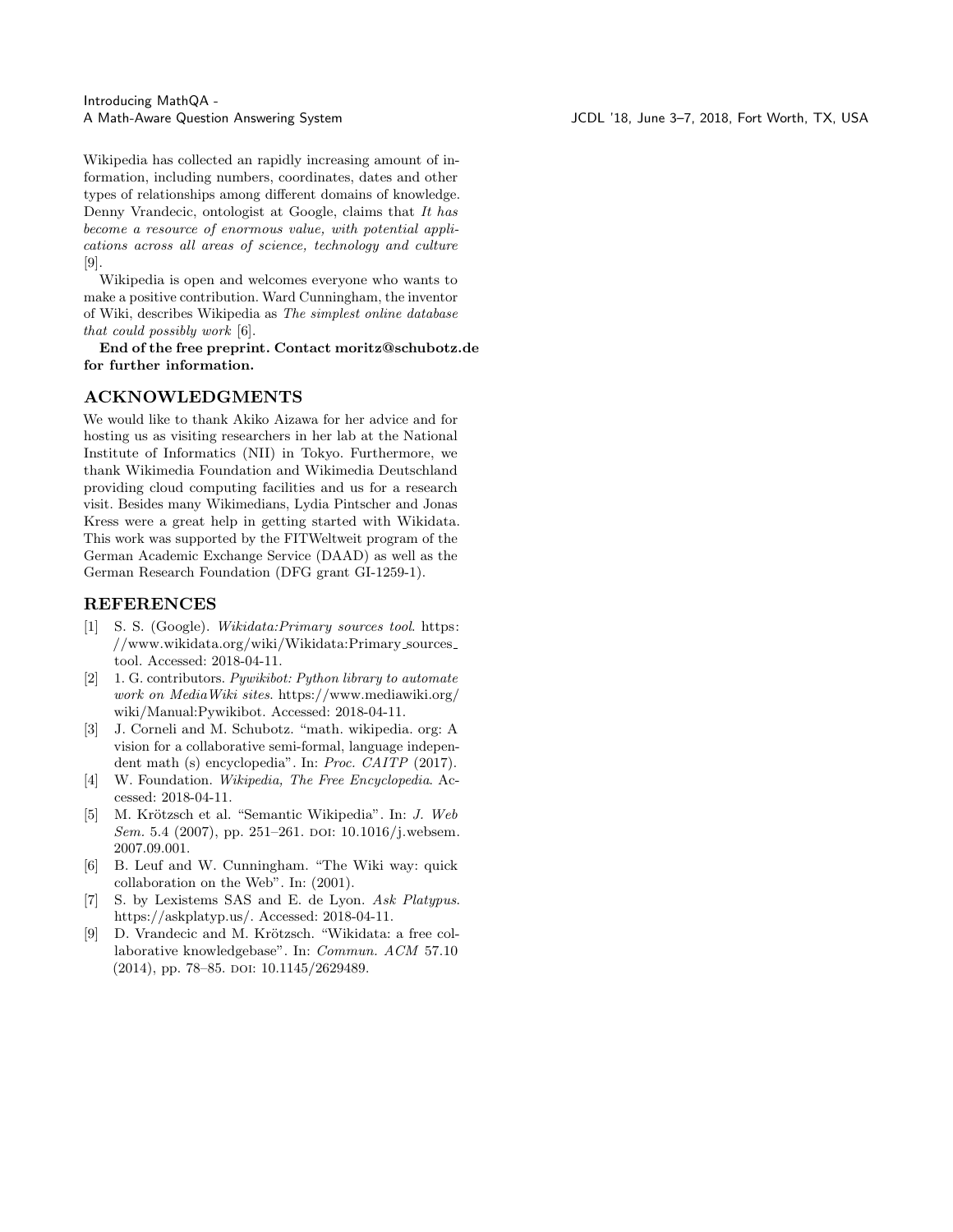Wikipedia has collected an rapidly increasing amount of information, including numbers, coordinates, dates and other types of relationships among different domains of knowledge. Denny Vrandecic, ontologist at Google, claims that *It has become a resource of enormous value, with potential applications across all areas of science, technology and culture* [9].

Wikipedia is open and welcomes everyone who wants to make a positive contribution. Ward Cunningham, the inventor of Wiki, describes Wikipedia as *The simplest online database that could possibly work* [6].

**End of the free preprint. Contact moritz@schubotz.de for further information.**

## ACKNOWLEDGMENTS

We would like to thank Akiko Aizawa for her advice and for hosting us as visiting researchers in her lab at the National Institute of Informatics (NII) in Tokyo. Furthermore, we thank Wikimedia Foundation and Wikimedia Deutschland providing cloud computing facilities and us for a research visit. Besides many Wikimedians, Lydia Pintscher and Jonas Kress were a great help in getting started with Wikidata. This work was supported by the FITWeltweit program of the German Academic Exchange Service (DAAD) as well as the German Research Foundation (DFG grant GI-1259-1).

## REFERENCES

- [1] S. S. (Google). *Wikidata:Primary sources tool*. https://www.wikidata.org/wiki/Wikidata:Primary_sources_tool. Accessed: 2018-04-11.
- [2] 1. G. contributors. *Pywikibot: Python library to automate work on MediaWiki sites*. https://www.mediawiki.org/wiki/Manual:Pywikibot. Accessed: 2018-04-11.
- [3] J. Corneli and M. Schubotz. "math. wikipedia. org: A vision for a collaborative semi-formal, language independent math (s) encyclopedia". In: *Proc. CAITP* (2017).
- [4] W. Foundation. *Wikipedia, The Free Encyclopedia*. Accessed: 2018-04-11.
- [5] M. Krötzsch et al. "Semantic Wikipedia". In: *J. Web Sem.* 5.4 (2007), pp. 251–261. DOI: 10.1016/j.websem.2007.09.001.
- [6] B. Leuf and W. Cunningham. "The Wiki way: quick collaboration on the Web". In: (2001).
- [7] S. by Lexistems SAS and E. de Lyon. *Ask Platypus*. https://askplatyp.us/. Accessed: 2018-04-11.
- [9] D. Vrandecic and M. Krötzsch. "Wikidata: a free collaborative knowledgebase". In: *Commun. ACM* 57.10 (2014), pp. 78–85. DOI: 10.1145/2629489.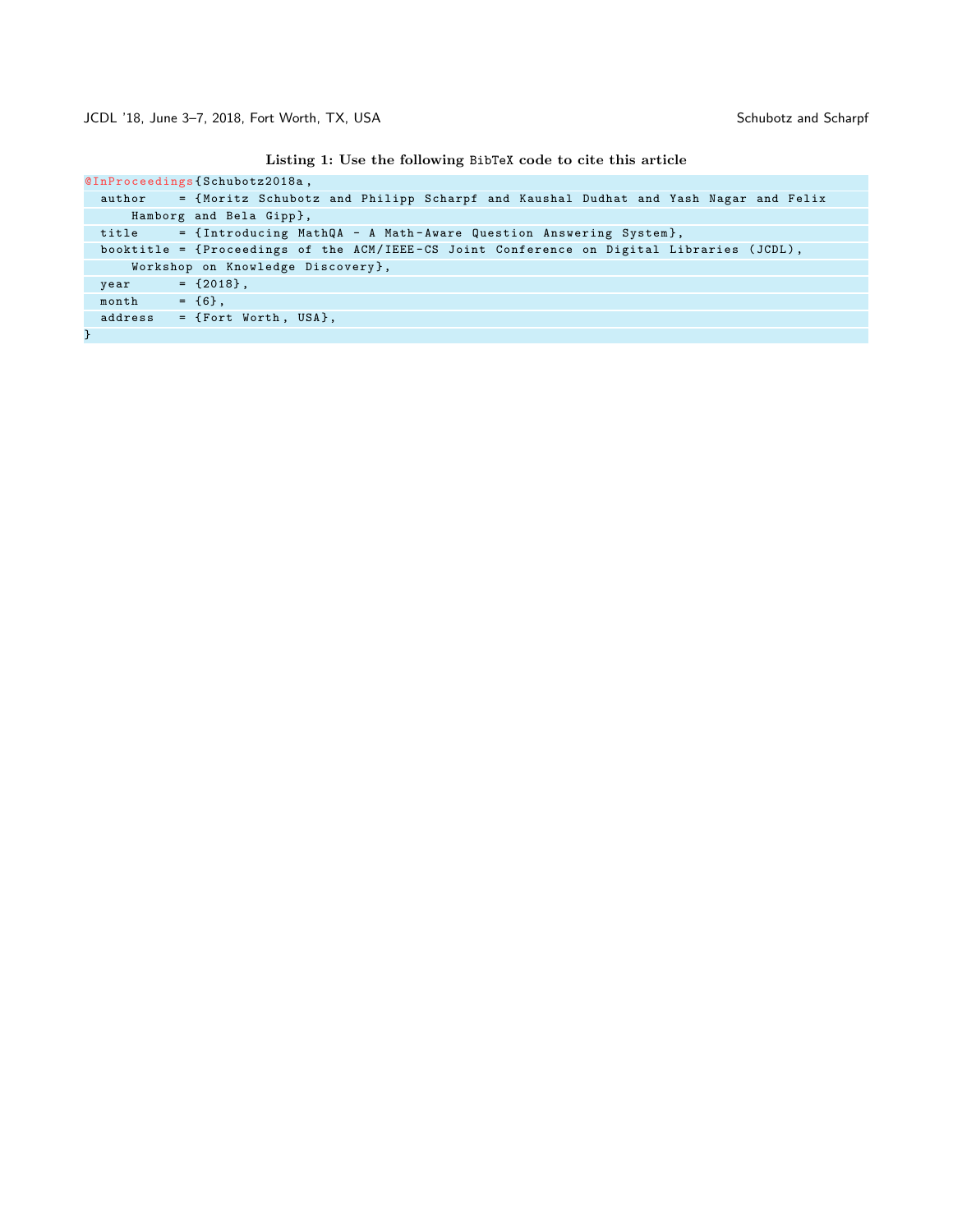**Listing 1: Use the following BibTeX code to cite this article**

```
@InProceedings{Schubotz2018a,
  author    = {Moritz Schubotz and Philipp Scharpf and Kaushal Dudhat and Yash Nagar and Felix
      Hamborg and Bela Gipp},
  title     = {Introducing MathQA - A Math-Aware Question Answering System},
  booktitle = {Proceedings of the ACM/IEEE-CS Joint Conference on Digital Libraries (JCDL),
      Workshop on Knowledge Discovery},
  year      = {2018},
  month     = {6},
  address   = {Fort Worth, USA},
}
```